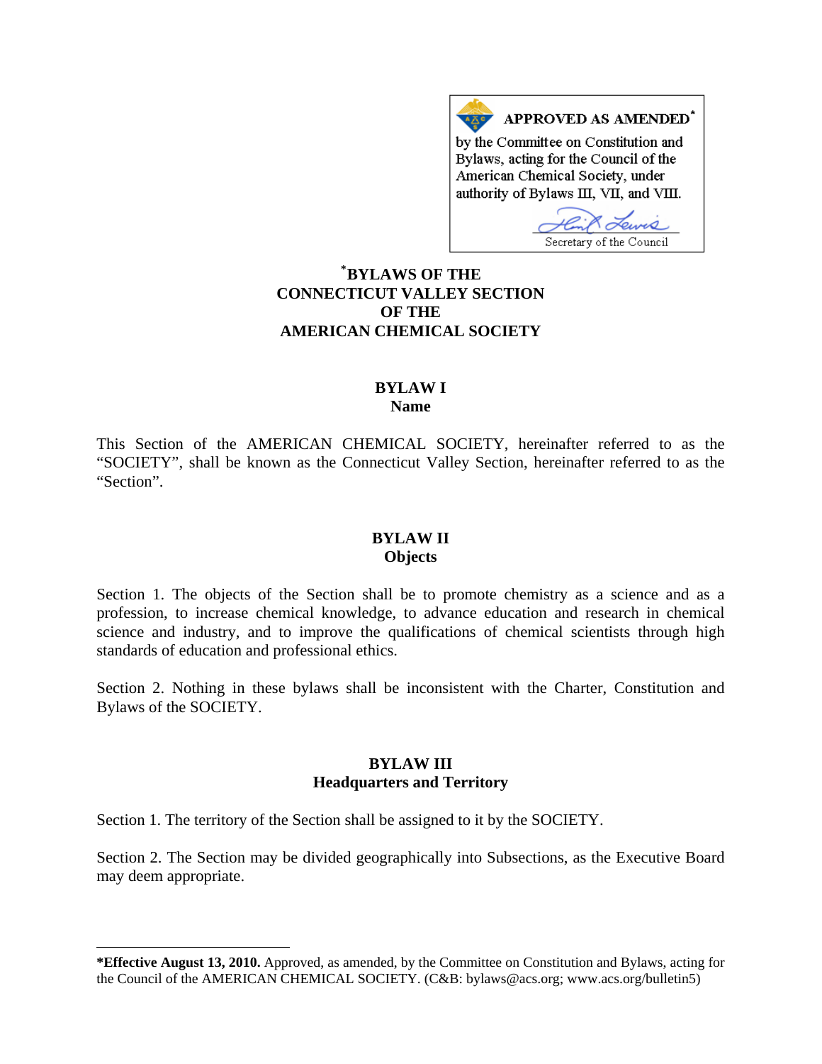APPROVED AS AMENDED*

by the Committee on Constitution and Bylaws, acting for the Council of the American Chemical Society, under authority of Bylaws III, VII, and VIII.

Secretary of the Council

# *BYLAWS OF THE CONNECTICUT VALLEY SECTION OF THE AMERICAN CHEMICAL SOCIETY

## BYLAW I
## Name

This Section of the AMERICAN CHEMICAL SOCIETY, hereinafter referred to as the "SOCIETY", shall be known as the Connecticut Valley Section, hereinafter referred to as the "Section".

## BYLAW II
## Objects

Section 1. The objects of the Section shall be to promote chemistry as a science and as a profession, to increase chemical knowledge, to advance education and research in chemical science and industry, and to improve the qualifications of chemical scientists through high standards of education and professional ethics.

Section 2. Nothing in these bylaws shall be inconsistent with the Charter, Constitution and Bylaws of the SOCIETY.

## BYLAW III
## Headquarters and Territory

Section 1. The territory of the Section shall be assigned to it by the SOCIETY.

Section 2. The Section may be divided geographically into Subsections, as the Executive Board may deem appropriate.

---

***Effective August 13, 2010.** Approved, as amended, by the Committee on Constitution and Bylaws, acting for the Council of the AMERICAN CHEMICAL SOCIETY. (C&B: bylaws@acs.org; www.acs.org/bulletin5)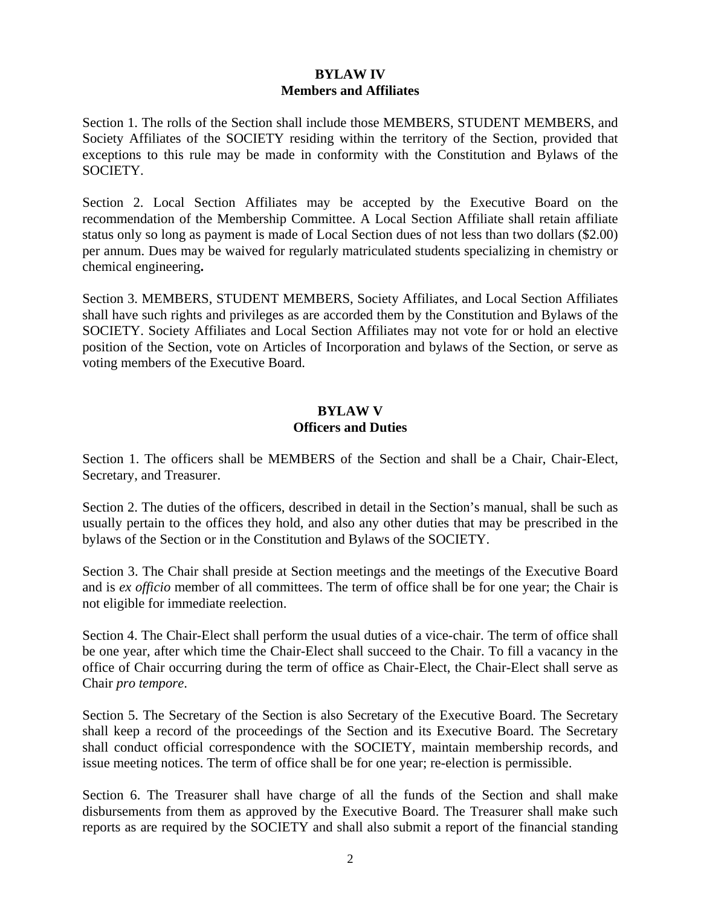## BYLAW IV
## Members and Affiliates

Section 1. The rolls of the Section shall include those MEMBERS, STUDENT MEMBERS, and Society Affiliates of the SOCIETY residing within the territory of the Section, provided that exceptions to this rule may be made in conformity with the Constitution and Bylaws of the SOCIETY.

Section 2. Local Section Affiliates may be accepted by the Executive Board on the recommendation of the Membership Committee. A Local Section Affiliate shall retain affiliate status only so long as payment is made of Local Section dues of not less than two dollars ($2.00) per annum. Dues may be waived for regularly matriculated students specializing in chemistry or chemical engineering**.**

Section 3. MEMBERS, STUDENT MEMBERS, Society Affiliates, and Local Section Affiliates shall have such rights and privileges as are accorded them by the Constitution and Bylaws of the SOCIETY. Society Affiliates and Local Section Affiliates may not vote for or hold an elective position of the Section, vote on Articles of Incorporation and bylaws of the Section, or serve as voting members of the Executive Board.

## BYLAW V
## Officers and Duties

Section 1. The officers shall be MEMBERS of the Section and shall be a Chair, Chair-Elect, Secretary, and Treasurer.

Section 2. The duties of the officers, described in detail in the Section's manual, shall be such as usually pertain to the offices they hold, and also any other duties that may be prescribed in the bylaws of the Section or in the Constitution and Bylaws of the SOCIETY.

Section 3. The Chair shall preside at Section meetings and the meetings of the Executive Board and is *ex officio* member of all committees. The term of office shall be for one year; the Chair is not eligible for immediate reelection.

Section 4. The Chair-Elect shall perform the usual duties of a vice-chair. The term of office shall be one year, after which time the Chair-Elect shall succeed to the Chair. To fill a vacancy in the office of Chair occurring during the term of office as Chair-Elect, the Chair-Elect shall serve as Chair *pro tempore*.

Section 5. The Secretary of the Section is also Secretary of the Executive Board. The Secretary shall keep a record of the proceedings of the Section and its Executive Board. The Secretary shall conduct official correspondence with the SOCIETY, maintain membership records, and issue meeting notices. The term of office shall be for one year; re-election is permissible.

Section 6. The Treasurer shall have charge of all the funds of the Section and shall make disbursements from them as approved by the Executive Board. The Treasurer shall make such reports as are required by the SOCIETY and shall also submit a report of the financial standing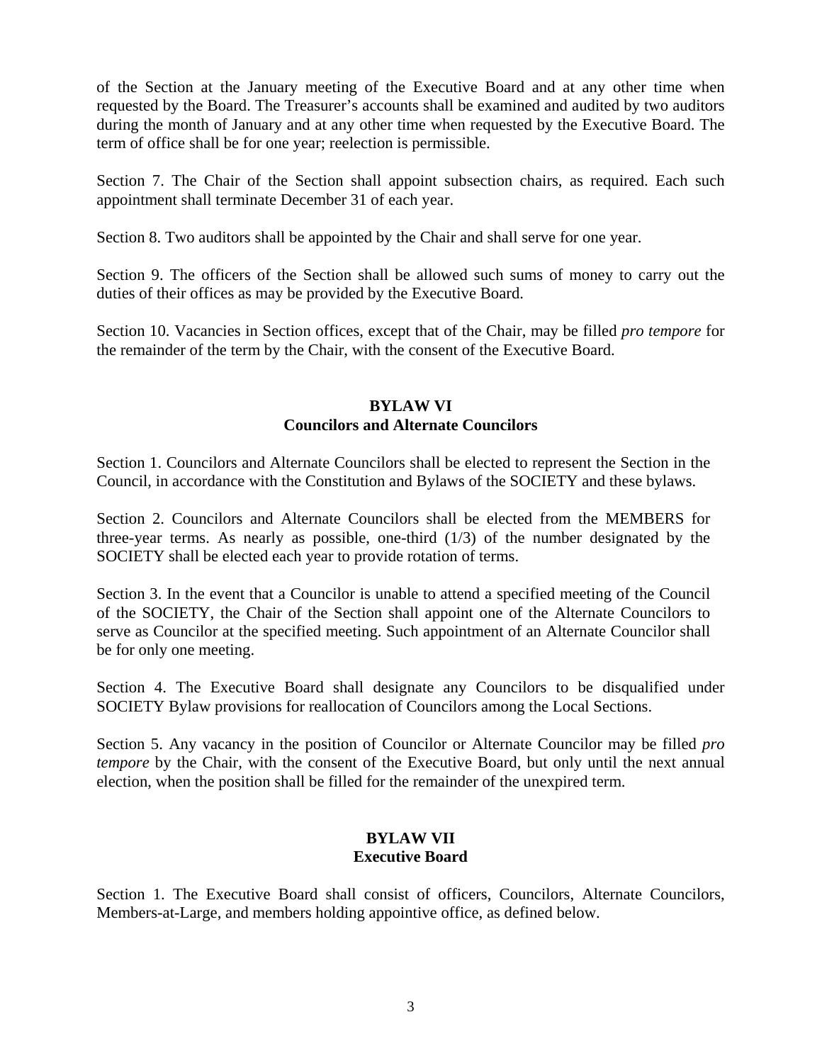of the Section at the January meeting of the Executive Board and at any other time when requested by the Board. The Treasurer's accounts shall be examined and audited by two auditors during the month of January and at any other time when requested by the Executive Board. The term of office shall be for one year; reelection is permissible.

Section 7. The Chair of the Section shall appoint subsection chairs, as required. Each such appointment shall terminate December 31 of each year.

Section 8. Two auditors shall be appointed by the Chair and shall serve for one year.

Section 9. The officers of the Section shall be allowed such sums of money to carry out the duties of their offices as may be provided by the Executive Board.

Section 10. Vacancies in Section offices, except that of the Chair, may be filled *pro tempore* for the remainder of the term by the Chair, with the consent of the Executive Board.

## BYLAW VI
## Councilors and Alternate Councilors

Section 1. Councilors and Alternate Councilors shall be elected to represent the Section in the Council, in accordance with the Constitution and Bylaws of the SOCIETY and these bylaws.

Section 2. Councilors and Alternate Councilors shall be elected from the MEMBERS for three-year terms. As nearly as possible, one-third (1/3) of the number designated by the SOCIETY shall be elected each year to provide rotation of terms.

Section 3. In the event that a Councilor is unable to attend a specified meeting of the Council of the SOCIETY, the Chair of the Section shall appoint one of the Alternate Councilors to serve as Councilor at the specified meeting. Such appointment of an Alternate Councilor shall be for only one meeting.

Section 4. The Executive Board shall designate any Councilors to be disqualified under SOCIETY Bylaw provisions for reallocation of Councilors among the Local Sections.

Section 5. Any vacancy in the position of Councilor or Alternate Councilor may be filled *pro tempore* by the Chair, with the consent of the Executive Board, but only until the next annual election, when the position shall be filled for the remainder of the unexpired term.

## BYLAW VII
## Executive Board

Section 1. The Executive Board shall consist of officers, Councilors, Alternate Councilors, Members-at-Large, and members holding appointive office, as defined below.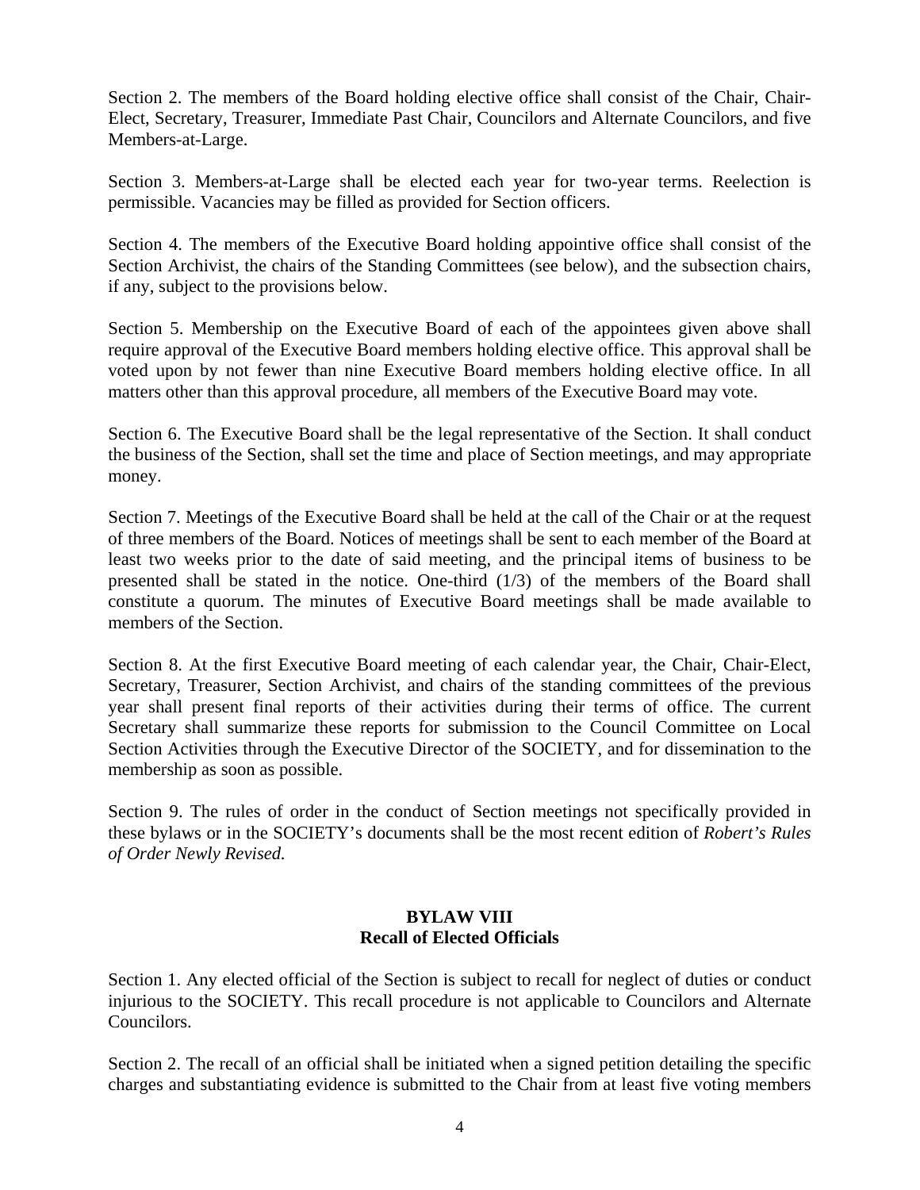Section 2. The members of the Board holding elective office shall consist of the Chair, Chair-Elect, Secretary, Treasurer, Immediate Past Chair, Councilors and Alternate Councilors, and five Members-at-Large.

Section 3. Members-at-Large shall be elected each year for two-year terms. Reelection is permissible. Vacancies may be filled as provided for Section officers.

Section 4. The members of the Executive Board holding appointive office shall consist of the Section Archivist, the chairs of the Standing Committees (see below), and the subsection chairs, if any, subject to the provisions below.

Section 5. Membership on the Executive Board of each of the appointees given above shall require approval of the Executive Board members holding elective office. This approval shall be voted upon by not fewer than nine Executive Board members holding elective office. In all matters other than this approval procedure, all members of the Executive Board may vote.

Section 6. The Executive Board shall be the legal representative of the Section. It shall conduct the business of the Section, shall set the time and place of Section meetings, and may appropriate money.

Section 7. Meetings of the Executive Board shall be held at the call of the Chair or at the request of three members of the Board. Notices of meetings shall be sent to each member of the Board at least two weeks prior to the date of said meeting, and the principal items of business to be presented shall be stated in the notice. One-third (1/3) of the members of the Board shall constitute a quorum. The minutes of Executive Board meetings shall be made available to members of the Section.

Section 8. At the first Executive Board meeting of each calendar year, the Chair, Chair-Elect, Secretary, Treasurer, Section Archivist, and chairs of the standing committees of the previous year shall present final reports of their activities during their terms of office. The current Secretary shall summarize these reports for submission to the Council Committee on Local Section Activities through the Executive Director of the SOCIETY, and for dissemination to the membership as soon as possible.

Section 9. The rules of order in the conduct of Section meetings not specifically provided in these bylaws or in the SOCIETY's documents shall be the most recent edition of *Robert's Rules of Order Newly Revised.*

## BYLAW VIII
## Recall of Elected Officials

Section 1. Any elected official of the Section is subject to recall for neglect of duties or conduct injurious to the SOCIETY. This recall procedure is not applicable to Councilors and Alternate Councilors.

Section 2. The recall of an official shall be initiated when a signed petition detailing the specific charges and substantiating evidence is submitted to the Chair from at least five voting members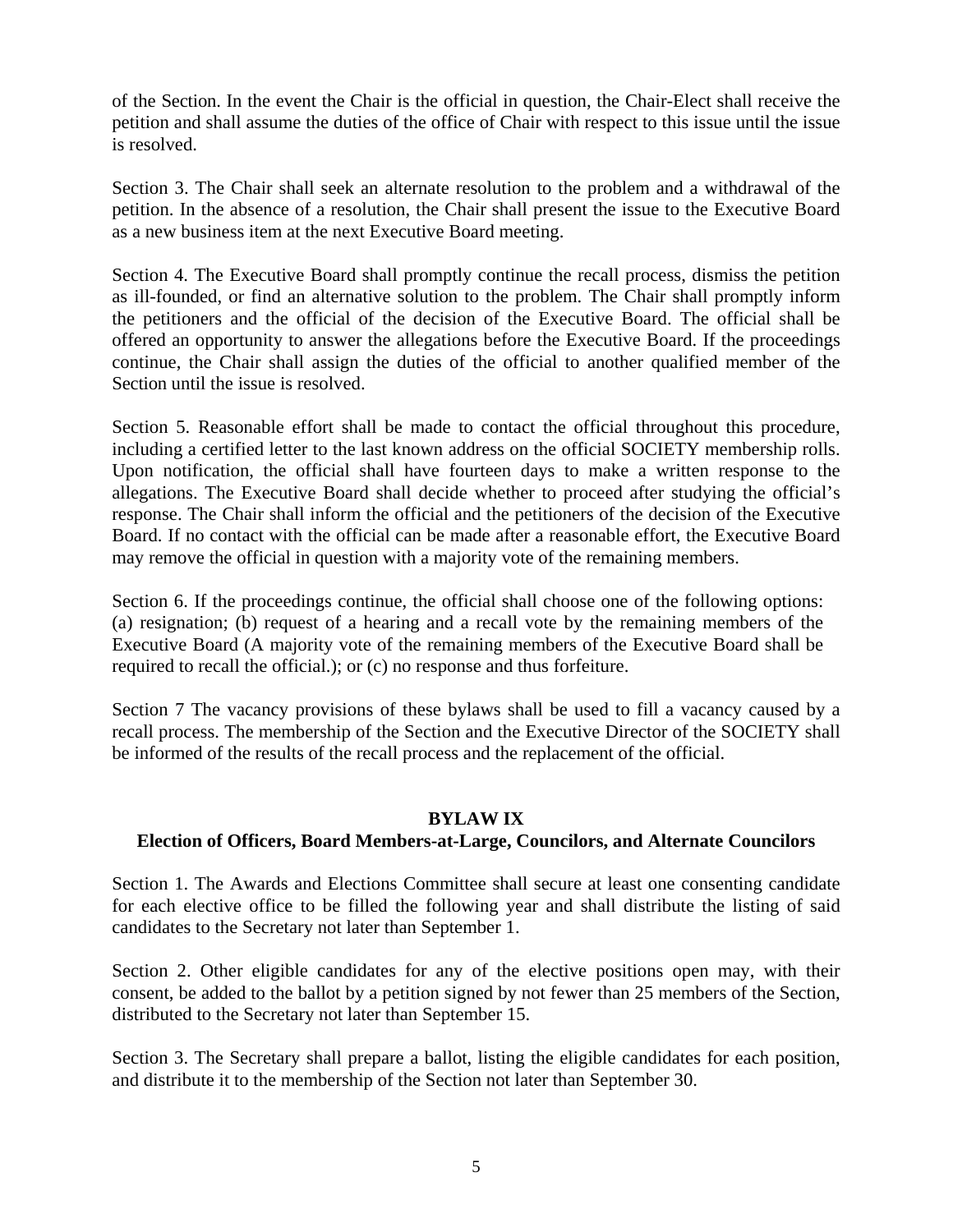of the Section. In the event the Chair is the official in question, the Chair-Elect shall receive the petition and shall assume the duties of the office of Chair with respect to this issue until the issue is resolved.

Section 3. The Chair shall seek an alternate resolution to the problem and a withdrawal of the petition. In the absence of a resolution, the Chair shall present the issue to the Executive Board as a new business item at the next Executive Board meeting.

Section 4. The Executive Board shall promptly continue the recall process, dismiss the petition as ill-founded, or find an alternative solution to the problem. The Chair shall promptly inform the petitioners and the official of the decision of the Executive Board. The official shall be offered an opportunity to answer the allegations before the Executive Board. If the proceedings continue, the Chair shall assign the duties of the official to another qualified member of the Section until the issue is resolved.

Section 5. Reasonable effort shall be made to contact the official throughout this procedure, including a certified letter to the last known address on the official SOCIETY membership rolls. Upon notification, the official shall have fourteen days to make a written response to the allegations. The Executive Board shall decide whether to proceed after studying the official's response. The Chair shall inform the official and the petitioners of the decision of the Executive Board. If no contact with the official can be made after a reasonable effort, the Executive Board may remove the official in question with a majority vote of the remaining members.

Section 6. If the proceedings continue, the official shall choose one of the following options: (a) resignation; (b) request of a hearing and a recall vote by the remaining members of the Executive Board (A majority vote of the remaining members of the Executive Board shall be required to recall the official.); or (c) no response and thus forfeiture.

Section 7 The vacancy provisions of these bylaws shall be used to fill a vacancy caused by a recall process. The membership of the Section and the Executive Director of the SOCIETY shall be informed of the results of the recall process and the replacement of the official.

## BYLAW IX
### Election of Officers, Board Members-at-Large, Councilors, and Alternate Councilors

Section 1. The Awards and Elections Committee shall secure at least one consenting candidate for each elective office to be filled the following year and shall distribute the listing of said candidates to the Secretary not later than September 1.

Section 2. Other eligible candidates for any of the elective positions open may, with their consent, be added to the ballot by a petition signed by not fewer than 25 members of the Section, distributed to the Secretary not later than September 15.

Section 3. The Secretary shall prepare a ballot, listing the eligible candidates for each position, and distribute it to the membership of the Section not later than September 30.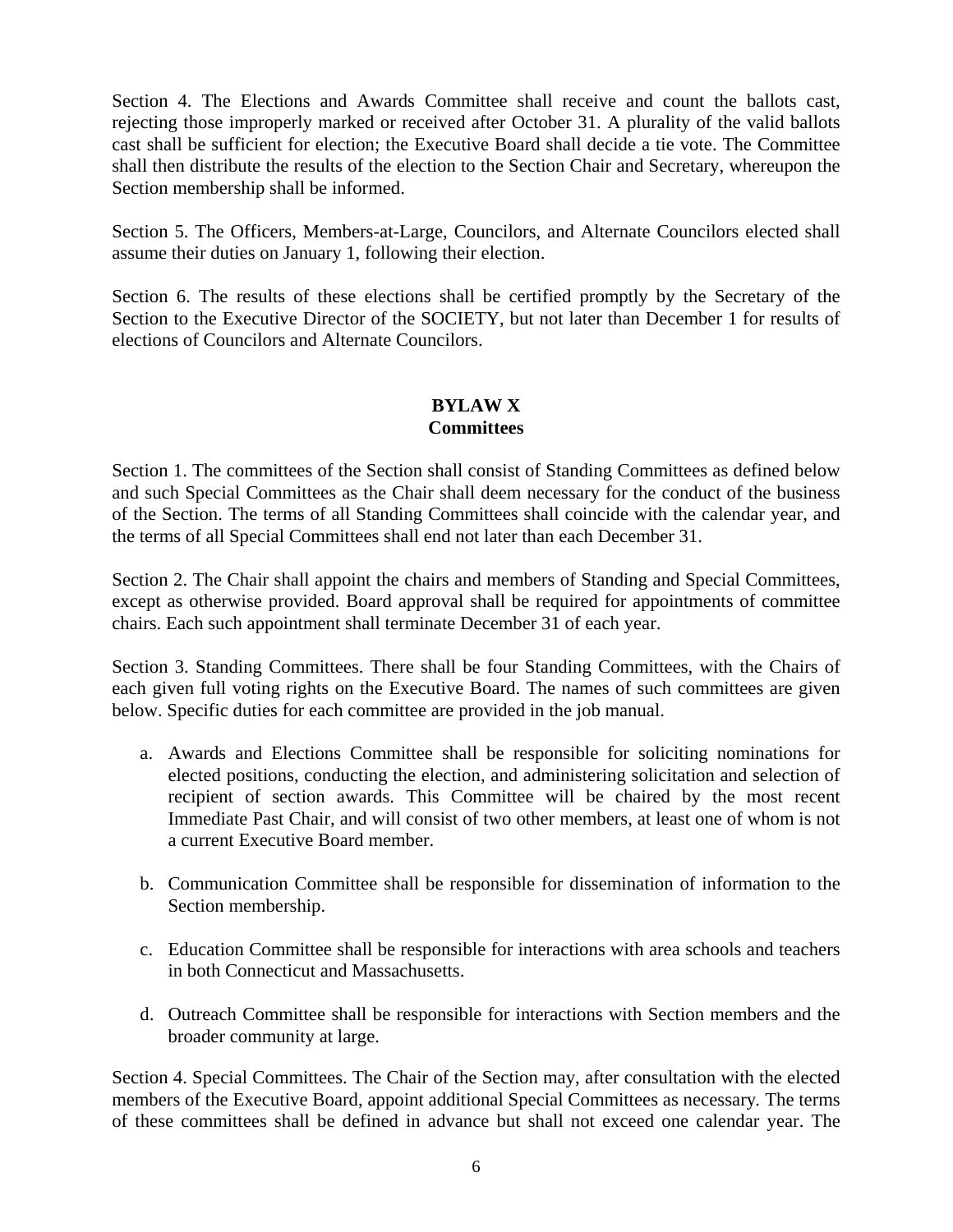Section 4. The Elections and Awards Committee shall receive and count the ballots cast, rejecting those improperly marked or received after October 31. A plurality of the valid ballots cast shall be sufficient for election; the Executive Board shall decide a tie vote. The Committee shall then distribute the results of the election to the Section Chair and Secretary, whereupon the Section membership shall be informed.

Section 5. The Officers, Members-at-Large, Councilors, and Alternate Councilors elected shall assume their duties on January 1, following their election.

Section 6. The results of these elections shall be certified promptly by the Secretary of the Section to the Executive Director of the SOCIETY, but not later than December 1 for results of elections of Councilors and Alternate Councilors.

## BYLAW X
## Committees

Section 1. The committees of the Section shall consist of Standing Committees as defined below and such Special Committees as the Chair shall deem necessary for the conduct of the business of the Section. The terms of all Standing Committees shall coincide with the calendar year, and the terms of all Special Committees shall end not later than each December 31.

Section 2. The Chair shall appoint the chairs and members of Standing and Special Committees, except as otherwise provided. Board approval shall be required for appointments of committee chairs. Each such appointment shall terminate December 31 of each year.

Section 3. Standing Committees. There shall be four Standing Committees, with the Chairs of each given full voting rights on the Executive Board. The names of such committees are given below. Specific duties for each committee are provided in the job manual.

a. Awards and Elections Committee shall be responsible for soliciting nominations for elected positions, conducting the election, and administering solicitation and selection of recipient of section awards. This Committee will be chaired by the most recent Immediate Past Chair, and will consist of two other members, at least one of whom is not a current Executive Board member.

b. Communication Committee shall be responsible for dissemination of information to the Section membership.

c. Education Committee shall be responsible for interactions with area schools and teachers in both Connecticut and Massachusetts.

d. Outreach Committee shall be responsible for interactions with Section members and the broader community at large.

Section 4. Special Committees. The Chair of the Section may, after consultation with the elected members of the Executive Board, appoint additional Special Committees as necessary. The terms of these committees shall be defined in advance but shall not exceed one calendar year. The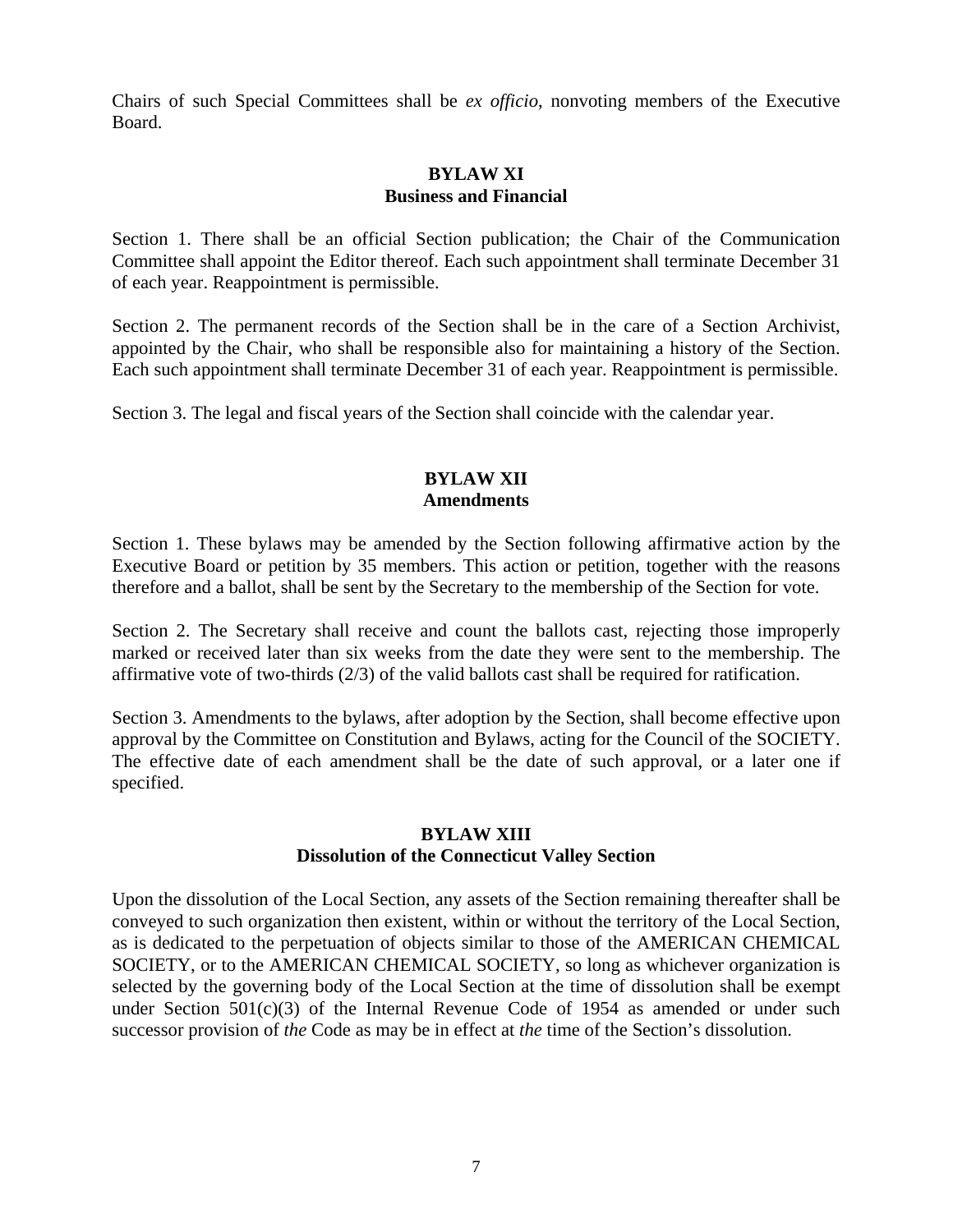Chairs of such Special Committees shall be *ex officio*, nonvoting members of the Executive Board.

## BYLAW XI
## Business and Financial

Section 1. There shall be an official Section publication; the Chair of the Communication Committee shall appoint the Editor thereof. Each such appointment shall terminate December 31 of each year. Reappointment is permissible.

Section 2. The permanent records of the Section shall be in the care of a Section Archivist, appointed by the Chair, who shall be responsible also for maintaining a history of the Section. Each such appointment shall terminate December 31 of each year. Reappointment is permissible.

Section 3. The legal and fiscal years of the Section shall coincide with the calendar year.

## BYLAW XII
## Amendments

Section 1. These bylaws may be amended by the Section following affirmative action by the Executive Board or petition by 35 members. This action or petition, together with the reasons therefore and a ballot, shall be sent by the Secretary to the membership of the Section for vote.

Section 2. The Secretary shall receive and count the ballots cast, rejecting those improperly marked or received later than six weeks from the date they were sent to the membership. The affirmative vote of two-thirds (2/3) of the valid ballots cast shall be required for ratification.

Section 3. Amendments to the bylaws, after adoption by the Section, shall become effective upon approval by the Committee on Constitution and Bylaws, acting for the Council of the SOCIETY. The effective date of each amendment shall be the date of such approval, or a later one if specified.

## BYLAW XIII
## Dissolution of the Connecticut Valley Section

Upon the dissolution of the Local Section, any assets of the Section remaining thereafter shall be conveyed to such organization then existent, within or without the territory of the Local Section, as is dedicated to the perpetuation of objects similar to those of the AMERICAN CHEMICAL SOCIETY, or to the AMERICAN CHEMICAL SOCIETY, so long as whichever organization is selected by the governing body of the Local Section at the time of dissolution shall be exempt under Section 501(c)(3) of the Internal Revenue Code of 1954 as amended or under such successor provision of *the* Code as may be in effect at *the* time of the Section's dissolution.